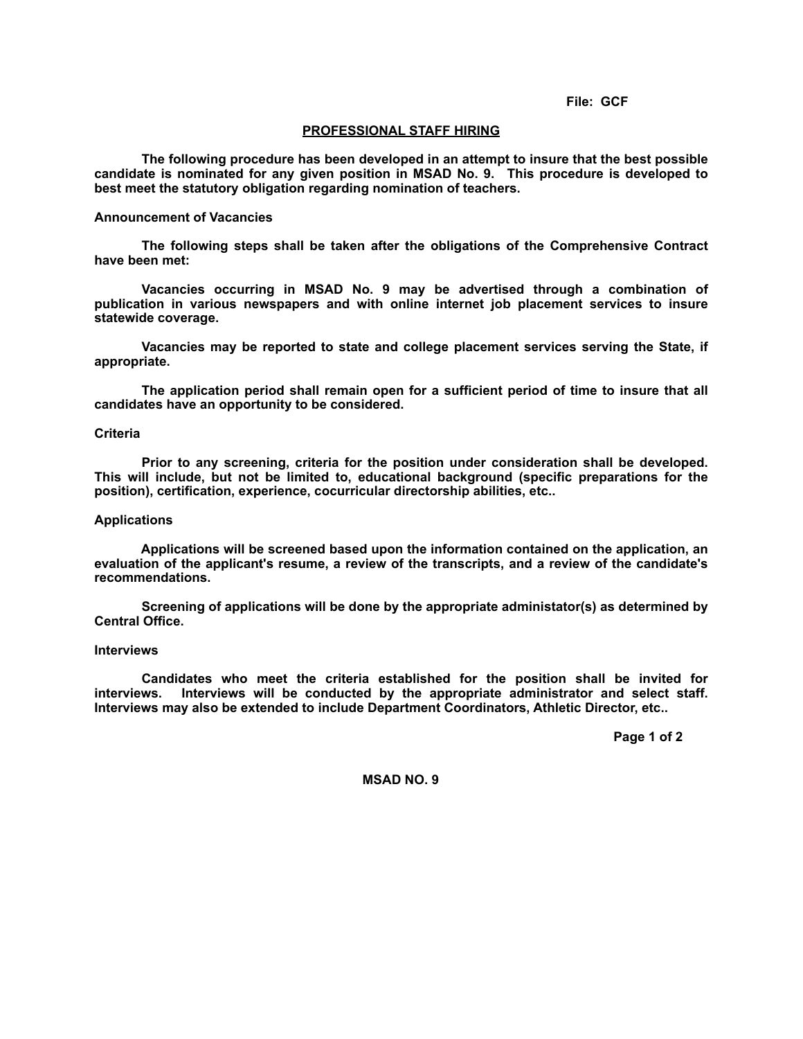File: GCF

## PROFESSIONAL STAFF HIRING

The following procedure has been developed in an attempt to insure that the best possible candidate is nominated for any given position in MSAD No. 9. This procedure is developed to best meet the statutory obligation regarding nomination of teachers.

### Announcement of Vacancies

The following steps shall be taken after the obligations of the Comprehensive Contract have been met:

Vacancies occurring in MSAD No. 9 may be advertised through a combination of publication in various newspapers and with online internet job placement services to insure statewide coverage.

Vacancies may be reported to state and college placement services serving the State, if appropriate.

The application period shall remain open for a sufficient period of time to insure that all candidates have an opportunity to be considered.

### Criteria

Prior to any screening, criteria for the position under consideration shall be developed. This will include, but not be limited to, educational background (specific preparations for the position), certification, experience, cocurricular directorship abilities, etc..

### Applications

Applications will be screened based upon the information contained on the application, an evaluation of the applicant's resume, a review of the transcripts, and a review of the candidate's recommendations.

Screening of applications will be done by the appropriate administator(s) as determined by Central Office.

### Interviews

Candidates who meet the criteria established for the position shall be invited for interviews. Interviews will be conducted by the appropriate administrator and select staff. Interviews may also be extended to include Department Coordinators, Athletic Director, etc..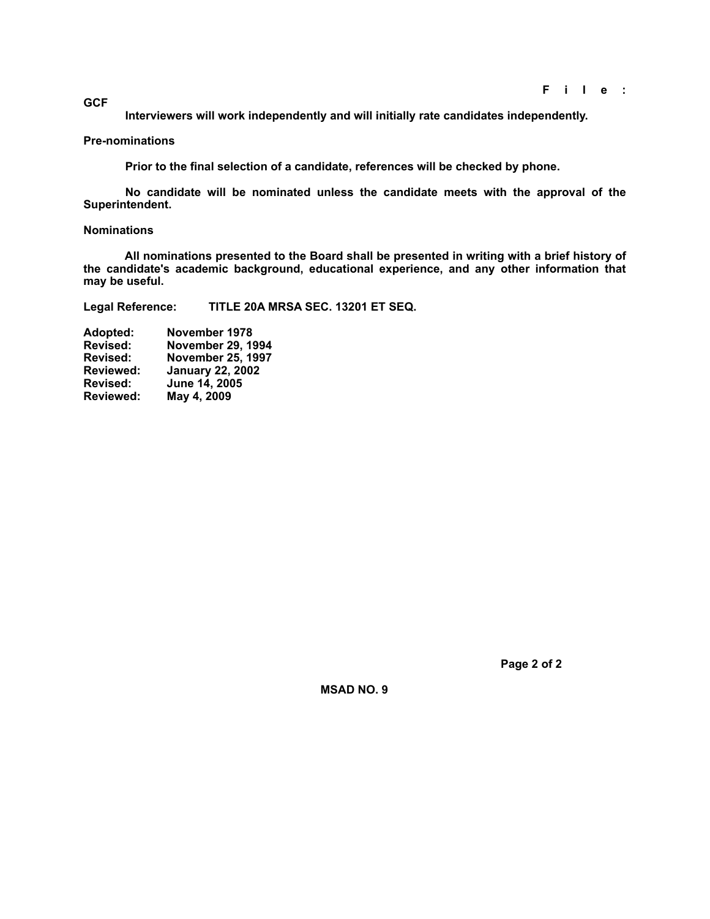Interviewers will work independently and will initially rate candidates independently.

**Pre-nominations**

Prior to the final selection of a candidate, references will be checked by phone.

No candidate will be nominated unless the candidate meets with the approval of the Superintendent.

**Nominations**

All nominations presented to the Board shall be presented in writing with a brief history of the candidate's academic background, educational experience, and any other information that may be useful.

**Legal Reference:** TITLE 20A MRSA SEC. 13201 ET SEQ.

| | |
|---|---|
| Adopted: | November 1978 |
| Revised: | November 29, 1994 |
| Revised: | November 25, 1997 |
| Reviewed: | January 22, 2002 |
| Revised: | June 14, 2005 |
| Reviewed: | May 4, 2009 |